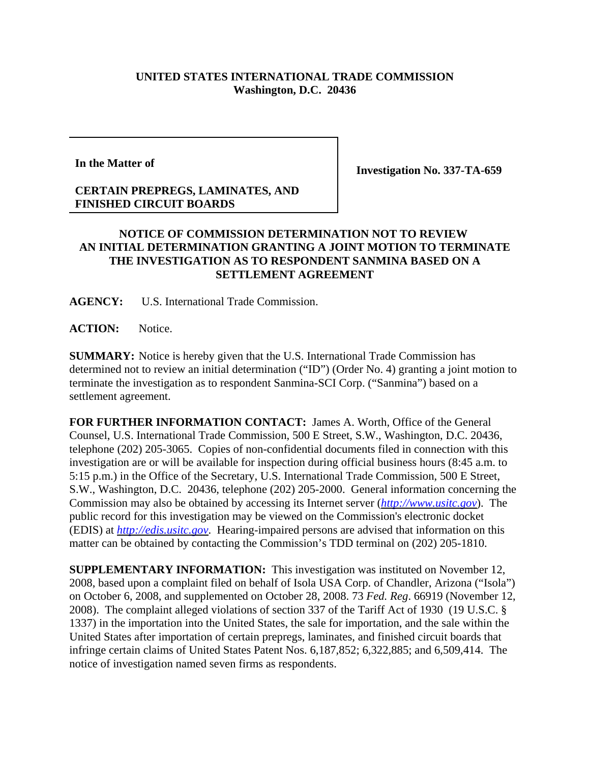**UNITED STATES INTERNATIONAL TRADE COMMISSION**
**Washington, D.C. 20436**

| **In the Matter of** **CERTAIN PREPREGS, LAMINATES, AND FINISHED CIRCUIT BOARDS** | **Investigation No. 337-TA-659** |
|---|---|

**NOTICE OF COMMISSION DETERMINATION NOT TO REVIEW AN INITIAL DETERMINATION GRANTING A JOINT MOTION TO TERMINATE THE INVESTIGATION AS TO RESPONDENT SANMINA BASED ON A SETTLEMENT AGREEMENT**

**AGENCY:** U.S. International Trade Commission.

**ACTION:** Notice.

**SUMMARY:** Notice is hereby given that the U.S. International Trade Commission has determined not to review an initial determination ("ID") (Order No. 4) granting a joint motion to terminate the investigation as to respondent Sanmina-SCI Corp. ("Sanmina") based on a settlement agreement.

**FOR FURTHER INFORMATION CONTACT:** James A. Worth, Office of the General Counsel, U.S. International Trade Commission, 500 E Street, S.W., Washington, D.C. 20436, telephone (202) 205-3065. Copies of non-confidential documents filed in connection with this investigation are or will be available for inspection during official business hours (8:45 a.m. to 5:15 p.m.) in the Office of the Secretary, U.S. International Trade Commission, 500 E Street, S.W., Washington, D.C. 20436, telephone (202) 205-2000. General information concerning the Commission may also be obtained by accessing its Internet server (*http://www.usitc.gov*). The public record for this investigation may be viewed on the Commission's electronic docket (EDIS) at *http://edis.usitc.gov*. Hearing-impaired persons are advised that information on this matter can be obtained by contacting the Commission's TDD terminal on (202) 205-1810.

**SUPPLEMENTARY INFORMATION:** This investigation was instituted on November 12, 2008, based upon a complaint filed on behalf of Isola USA Corp. of Chandler, Arizona ("Isola") on October 6, 2008, and supplemented on October 28, 2008. 73 *Fed. Reg*. 66919 (November 12, 2008). The complaint alleged violations of section 337 of the Tariff Act of 1930 (19 U.S.C. § 1337) in the importation into the United States, the sale for importation, and the sale within the United States after importation of certain prepregs, laminates, and finished circuit boards that infringe certain claims of United States Patent Nos. 6,187,852; 6,322,885; and 6,509,414. The notice of investigation named seven firms as respondents.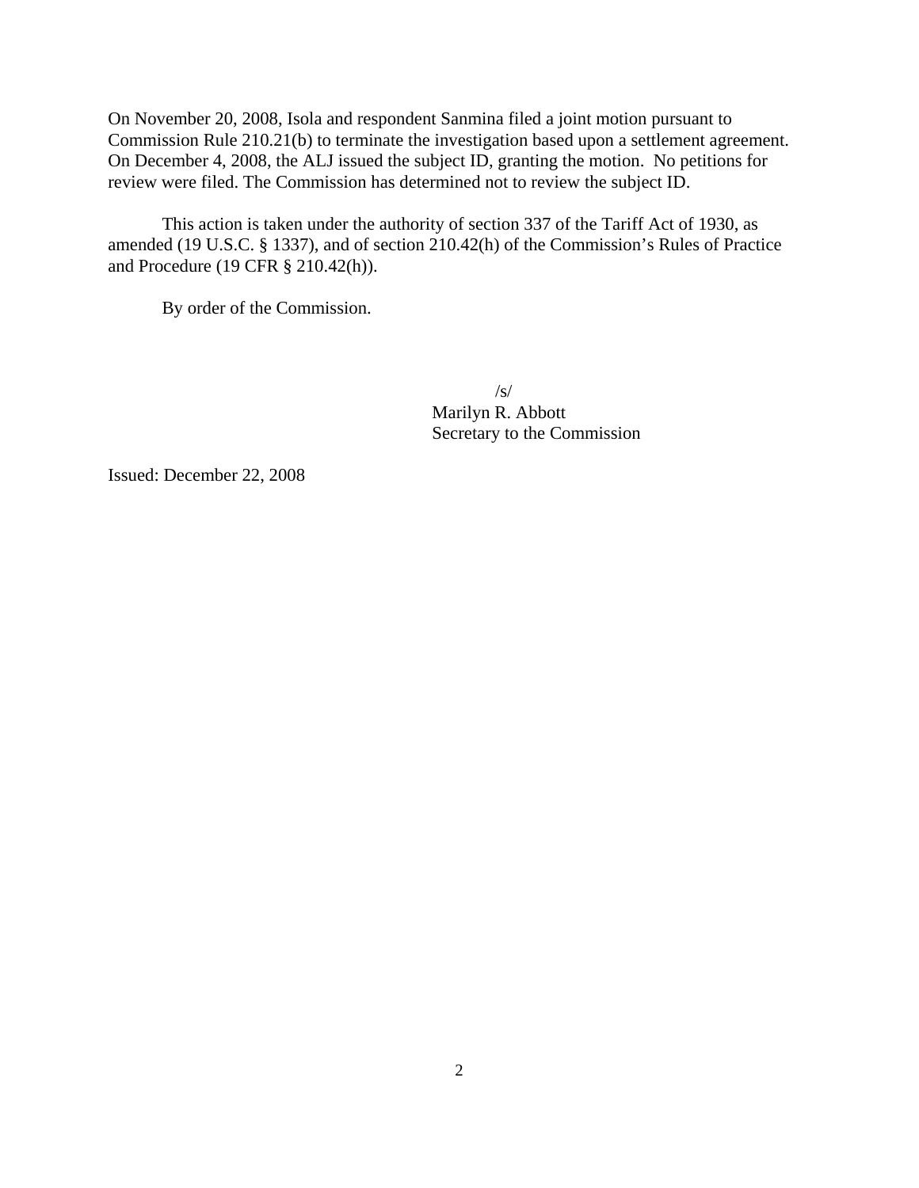On November 20, 2008, Isola and respondent Sanmina filed a joint motion pursuant to Commission Rule 210.21(b) to terminate the investigation based upon a settlement agreement. On December 4, 2008, the ALJ issued the subject ID, granting the motion. No petitions for review were filed. The Commission has determined not to review the subject ID.

This action is taken under the authority of section 337 of the Tariff Act of 1930, as amended (19 U.S.C. § 1337), and of section 210.42(h) of the Commission's Rules of Practice and Procedure (19 CFR § 210.42(h)).

By order of the Commission.

/s/
Marilyn R. Abbott
Secretary to the Commission

Issued: December 22, 2008